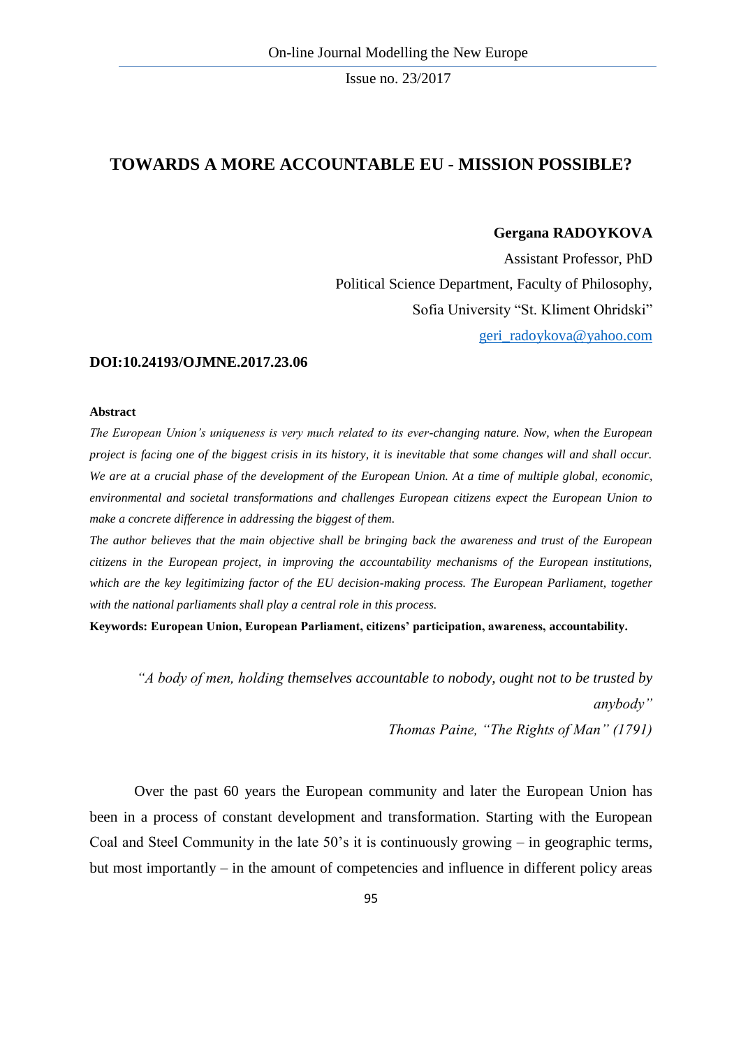# TOWARDS A MORE ACCOUNTABLE EU - MISSION POSSIBLE?

**Gergana RADOYKOVA**

Assistant Professor, PhD

Political Science Department, Faculty of Philosophy,

Sofia University "St. Kliment Ohridski"

geri_radoykova@yahoo.com

**DOI:10.24193/OJMNE.2017.23.06**

**Abstract**

*The European Union's uniqueness is very much related to its ever-changing nature. Now, when the European project is facing one of the biggest crisis in its history, it is inevitable that some changes will and shall occur. We are at a crucial phase of the development of the European Union. At a time of multiple global, economic, environmental and societal transformations and challenges European citizens expect the European Union to make a concrete difference in addressing the biggest of them.*

*The author believes that the main objective shall be bringing back the awareness and trust of the European citizens in the European project, in improving the accountability mechanisms of the European institutions, which are the key legitimizing factor of the EU decision-making process. The European Parliament, together with the national parliaments shall play a central role in this process.*

**Keywords: European Union, European Parliament, citizens' participation, awareness, accountability.**

> *"A body of men, holding themselves accountable to nobody, ought not to be trusted by anybody"*
>
> *Thomas Paine, "The Rights of Man" (1791)*

Over the past 60 years the European community and later the European Union has been in a process of constant development and transformation. Starting with the European Coal and Steel Community in the late 50's it is continuously growing – in geographic terms, but most importantly – in the amount of competencies and influence in different policy areas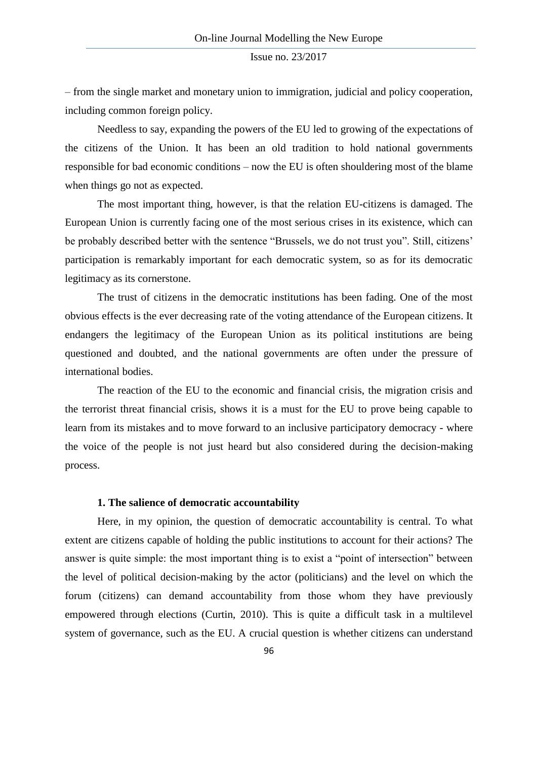– from the single market and monetary union to immigration, judicial and policy cooperation, including common foreign policy.

Needless to say, expanding the powers of the EU led to growing of the expectations of the citizens of the Union. It has been an old tradition to hold national governments responsible for bad economic conditions – now the EU is often shouldering most of the blame when things go not as expected.

The most important thing, however, is that the relation EU-citizens is damaged. The European Union is currently facing one of the most serious crises in its existence, which can be probably described better with the sentence "Brussels, we do not trust you". Still, citizens' participation is remarkably important for each democratic system, so as for its democratic legitimacy as its cornerstone.

The trust of citizens in the democratic institutions has been fading. One of the most obvious effects is the ever decreasing rate of the voting attendance of the European citizens. It endangers the legitimacy of the European Union as its political institutions are being questioned and doubted, and the national governments are often under the pressure of international bodies.

The reaction of the EU to the economic and financial crisis, the migration crisis and the terrorist threat financial crisis, shows it is a must for the EU to prove being capable to learn from its mistakes and to move forward to an inclusive participatory democracy - where the voice of the people is not just heard but also considered during the decision-making process.

## 1. The salience of democratic accountability

Here, in my opinion, the question of democratic accountability is central. To what extent are citizens capable of holding the public institutions to account for their actions? The answer is quite simple: the most important thing is to exist a "point of intersection" between the level of political decision-making by the actor (politicians) and the level on which the forum (citizens) can demand accountability from those whom they have previously empowered through elections (Curtin, 2010). This is quite a difficult task in a multilevel system of governance, such as the EU. A crucial question is whether citizens can understand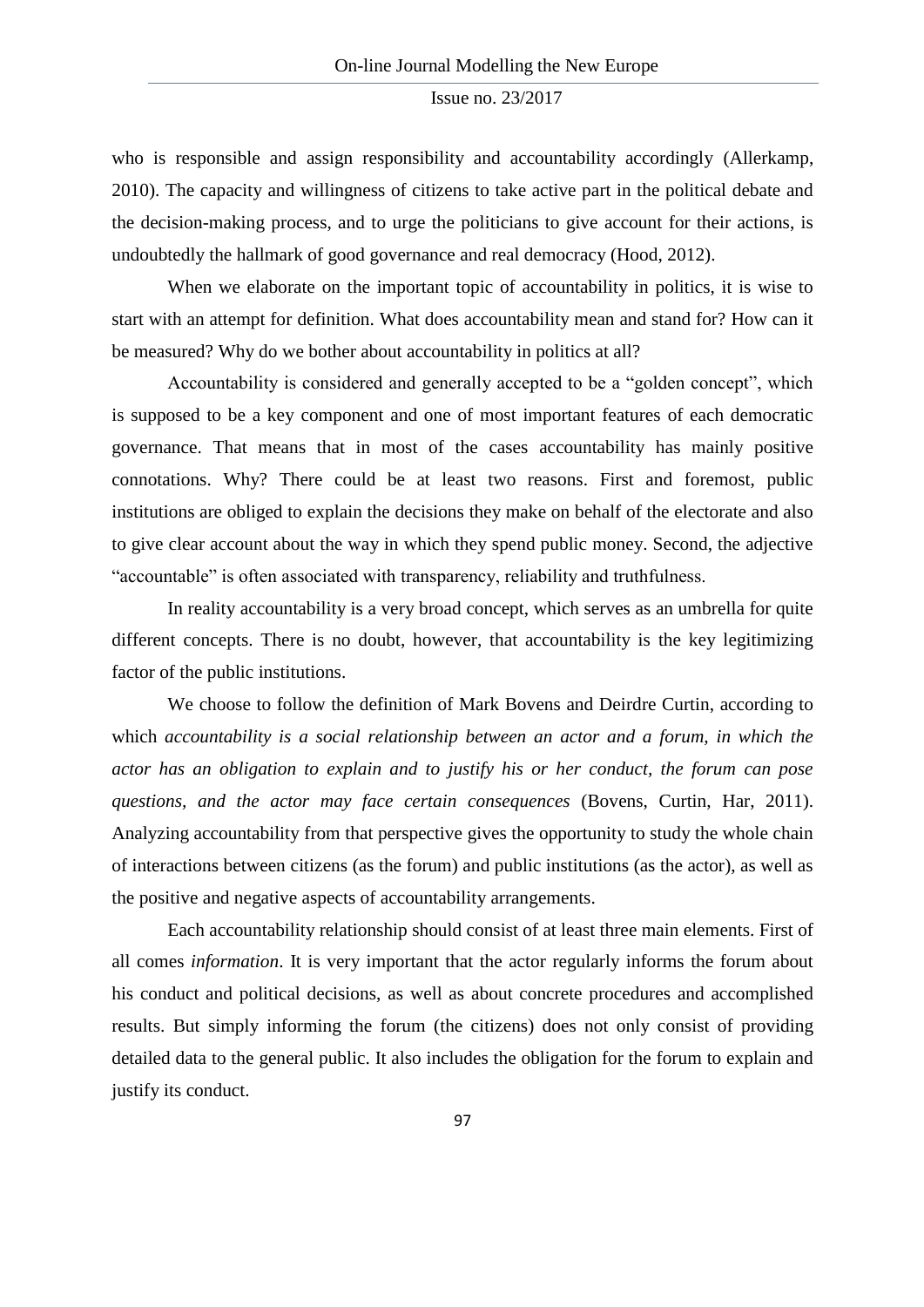who is responsible and assign responsibility and accountability accordingly (Allerkamp, 2010). The capacity and willingness of citizens to take active part in the political debate and the decision-making process, and to urge the politicians to give account for their actions, is undoubtedly the hallmark of good governance and real democracy (Hood, 2012).

When we elaborate on the important topic of accountability in politics, it is wise to start with an attempt for definition. What does accountability mean and stand for? How can it be measured? Why do we bother about accountability in politics at all?

Accountability is considered and generally accepted to be a "golden concept", which is supposed to be a key component and one of most important features of each democratic governance. That means that in most of the cases accountability has mainly positive connotations. Why? There could be at least two reasons. First and foremost, public institutions are obliged to explain the decisions they make on behalf of the electorate and also to give clear account about the way in which they spend public money. Second, the adjective "accountable" is often associated with transparency, reliability and truthfulness.

In reality accountability is a very broad concept, which serves as an umbrella for quite different concepts. There is no doubt, however, that accountability is the key legitimizing factor of the public institutions.

We choose to follow the definition of Mark Bovens and Deirdre Curtin, according to which *accountability is a social relationship between an actor and a forum, in which the actor has an obligation to explain and to justify his or her conduct, the forum can pose questions, and the actor may face certain consequences* (Bovens, Curtin, Har, 2011). Analyzing accountability from that perspective gives the opportunity to study the whole chain of interactions between citizens (as the forum) and public institutions (as the actor), as well as the positive and negative aspects of accountability arrangements.

Each accountability relationship should consist of at least three main elements. First of all comes *information*. It is very important that the actor regularly informs the forum about his conduct and political decisions, as well as about concrete procedures and accomplished results. But simply informing the forum (the citizens) does not only consist of providing detailed data to the general public. It also includes the obligation for the forum to explain and justify its conduct.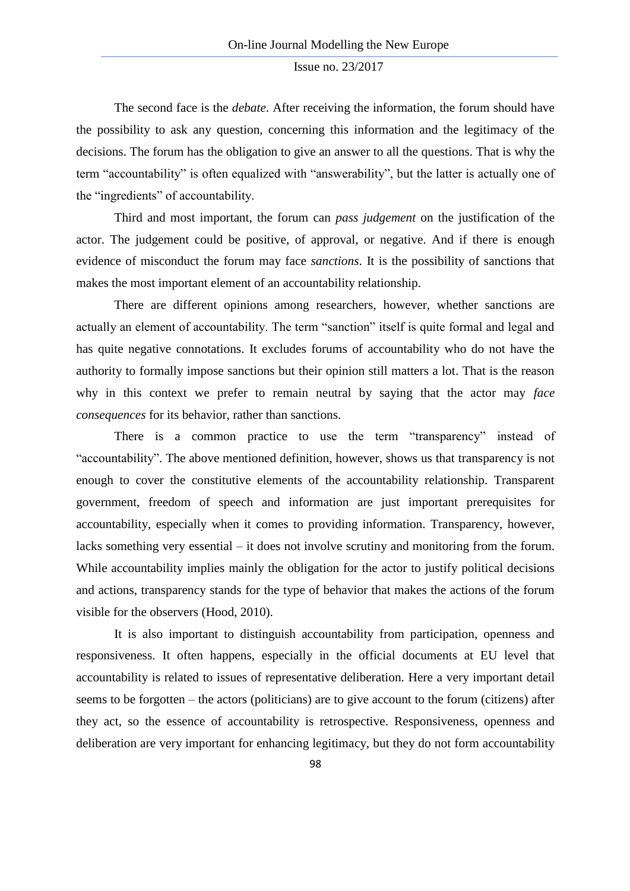The second face is the *debate*. After receiving the information, the forum should have the possibility to ask any question, concerning this information and the legitimacy of the decisions. The forum has the obligation to give an answer to all the questions. That is why the term "accountability" is often equalized with "answerability", but the latter is actually one of the "ingredients" of accountability.

Third and most important, the forum can *pass judgement* on the justification of the actor. The judgement could be positive, of approval, or negative. And if there is enough evidence of misconduct the forum may face *sanctions*. It is the possibility of sanctions that makes the most important element of an accountability relationship.

There are different opinions among researchers, however, whether sanctions are actually an element of accountability. The term "sanction" itself is quite formal and legal and has quite negative connotations. It excludes forums of accountability who do not have the authority to formally impose sanctions but their opinion still matters a lot. That is the reason why in this context we prefer to remain neutral by saying that the actor may *face consequences* for its behavior, rather than sanctions.

There is a common practice to use the term "transparency" instead of "accountability". The above mentioned definition, however, shows us that transparency is not enough to cover the constitutive elements of the accountability relationship. Transparent government, freedom of speech and information are just important prerequisites for accountability, especially when it comes to providing information. Transparency, however, lacks something very essential – it does not involve scrutiny and monitoring from the forum. While accountability implies mainly the obligation for the actor to justify political decisions and actions, transparency stands for the type of behavior that makes the actions of the forum visible for the observers (Hood, 2010).

It is also important to distinguish accountability from participation, openness and responsiveness. It often happens, especially in the official documents at EU level that accountability is related to issues of representative deliberation. Here a very important detail seems to be forgotten – the actors (politicians) are to give account to the forum (citizens) after they act, so the essence of accountability is retrospective. Responsiveness, openness and deliberation are very important for enhancing legitimacy, but they do not form accountability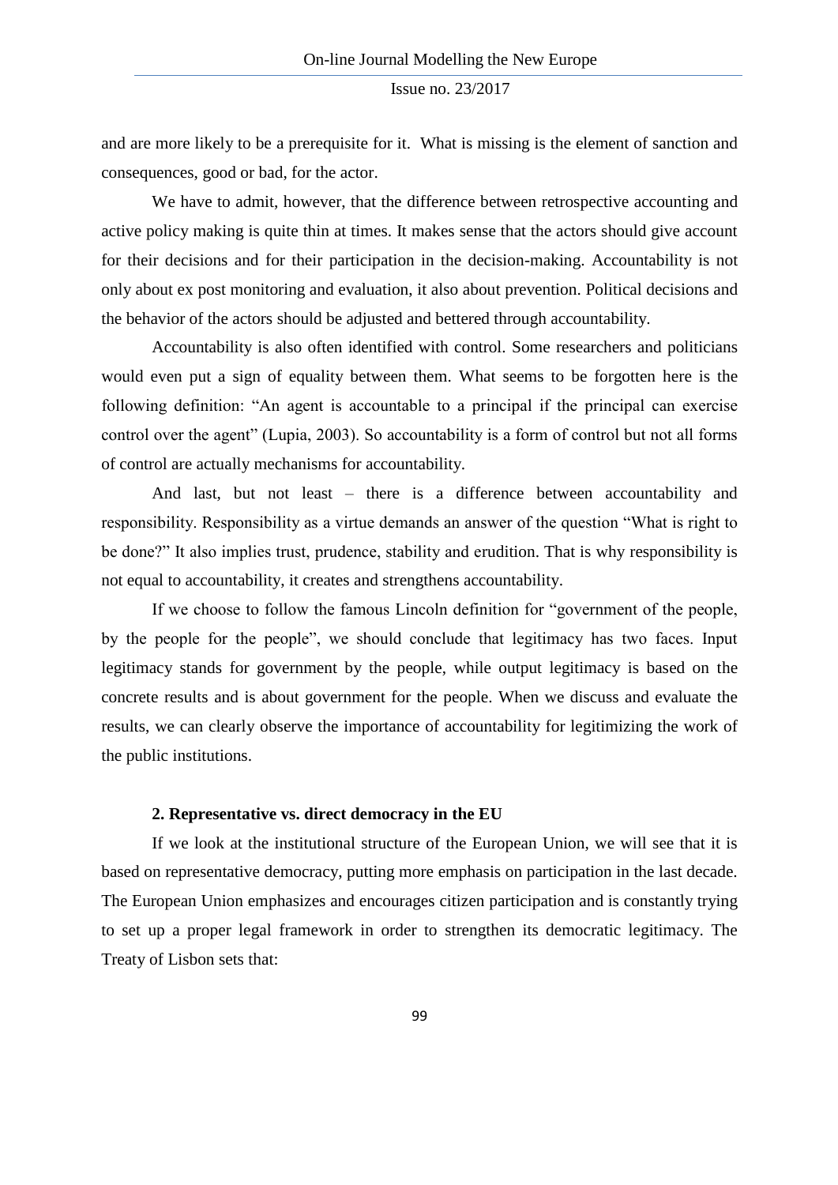and are more likely to be a prerequisite for it. What is missing is the element of sanction and consequences, good or bad, for the actor.

We have to admit, however, that the difference between retrospective accounting and active policy making is quite thin at times. It makes sense that the actors should give account for their decisions and for their participation in the decision-making. Accountability is not only about ex post monitoring and evaluation, it also about prevention. Political decisions and the behavior of the actors should be adjusted and bettered through accountability.

Accountability is also often identified with control. Some researchers and politicians would even put a sign of equality between them. What seems to be forgotten here is the following definition: "An agent is accountable to a principal if the principal can exercise control over the agent" (Lupia, 2003). So accountability is a form of control but not all forms of control are actually mechanisms for accountability.

And last, but not least – there is a difference between accountability and responsibility. Responsibility as a virtue demands an answer of the question "What is right to be done?" It also implies trust, prudence, stability and erudition. That is why responsibility is not equal to accountability, it creates and strengthens accountability.

If we choose to follow the famous Lincoln definition for "government of the people, by the people for the people", we should conclude that legitimacy has two faces. Input legitimacy stands for government by the people, while output legitimacy is based on the concrete results and is about government for the people. When we discuss and evaluate the results, we can clearly observe the importance of accountability for legitimizing the work of the public institutions.

## 2. Representative vs. direct democracy in the EU

If we look at the institutional structure of the European Union, we will see that it is based on representative democracy, putting more emphasis on participation in the last decade. The European Union emphasizes and encourages citizen participation and is constantly trying to set up a proper legal framework in order to strengthen its democratic legitimacy. The Treaty of Lisbon sets that: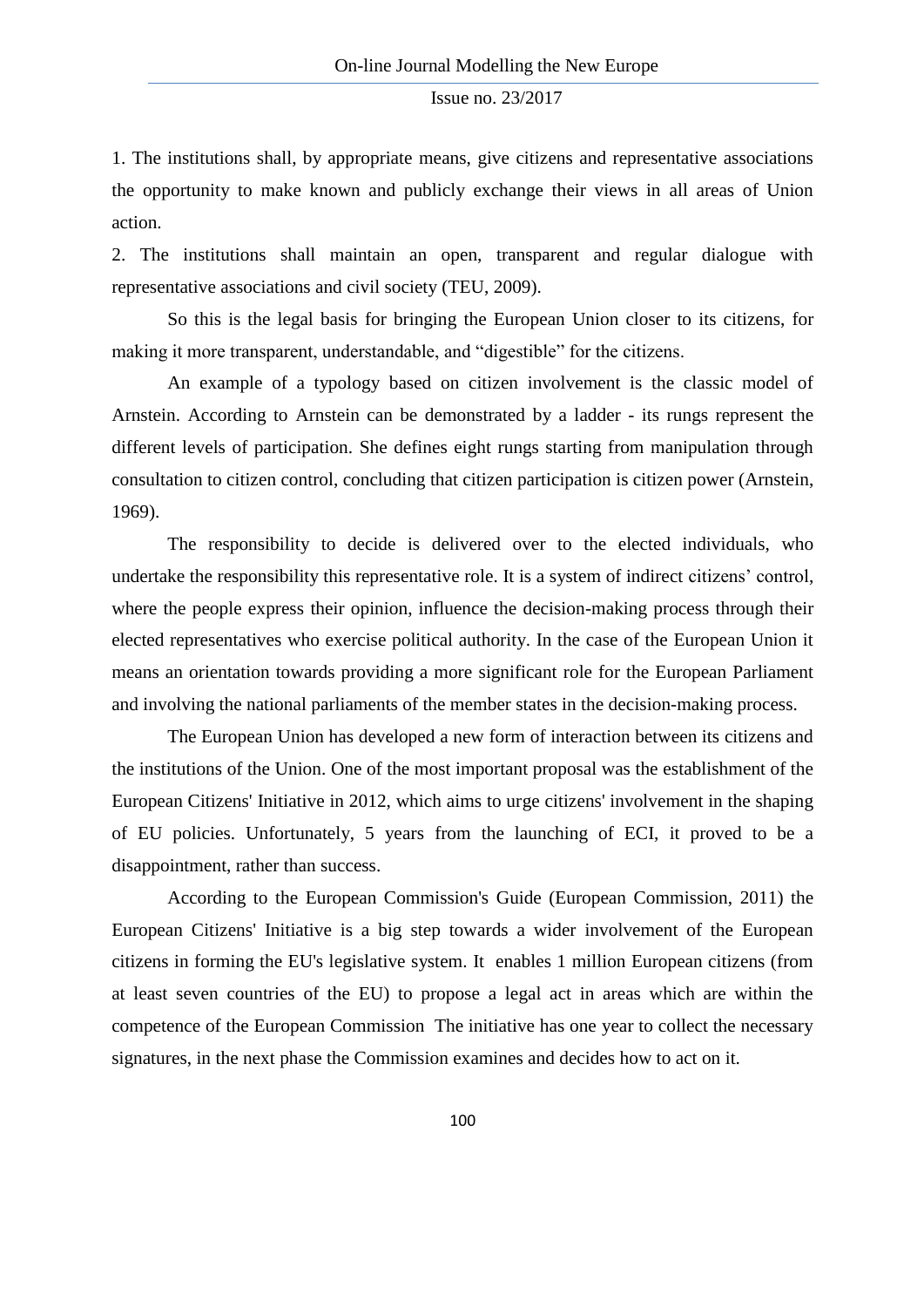1. The institutions shall, by appropriate means, give citizens and representative associations the opportunity to make known and publicly exchange their views in all areas of Union action.

2. The institutions shall maintain an open, transparent and regular dialogue with representative associations and civil society (TEU, 2009).

So this is the legal basis for bringing the European Union closer to its citizens, for making it more transparent, understandable, and "digestible" for the citizens.

An example of a typology based on citizen involvement is the classic model of Arnstein. According to Arnstein can be demonstrated by a ladder - its rungs represent the different levels of participation. She defines eight rungs starting from manipulation through consultation to citizen control, concluding that citizen participation is citizen power (Arnstein, 1969).

The responsibility to decide is delivered over to the elected individuals, who undertake the responsibility this representative role. It is a system of indirect citizens' control, where the people express their opinion, influence the decision-making process through their elected representatives who exercise political authority. In the case of the European Union it means an orientation towards providing a more significant role for the European Parliament and involving the national parliaments of the member states in the decision-making process.

The European Union has developed a new form of interaction between its citizens and the institutions of the Union. One of the most important proposal was the establishment of the European Citizens' Initiative in 2012, which aims to urge citizens' involvement in the shaping of EU policies. Unfortunately, 5 years from the launching of ECI, it proved to be a disappointment, rather than success.

According to the European Commission's Guide (European Commission, 2011) the European Citizens' Initiative is a big step towards a wider involvement of the European citizens in forming the EU's legislative system. It enables 1 million European citizens (from at least seven countries of the EU) to propose a legal act in areas which are within the competence of the European Commission The initiative has one year to collect the necessary signatures, in the next phase the Commission examines and decides how to act on it.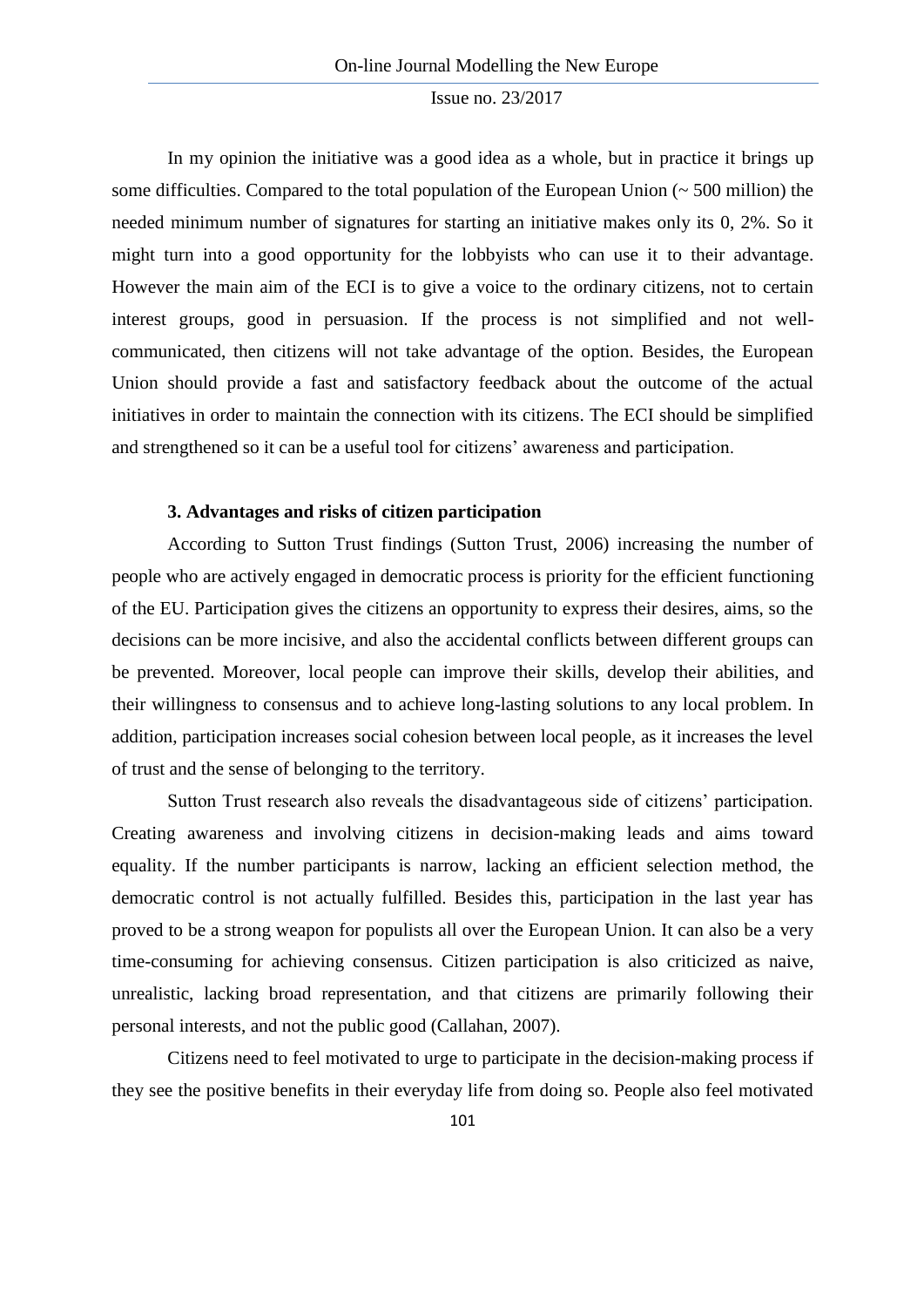In my opinion the initiative was a good idea as a whole, but in practice it brings up some difficulties. Compared to the total population of the European Union (~ 500 million) the needed minimum number of signatures for starting an initiative makes only its 0, 2%. So it might turn into a good opportunity for the lobbyists who can use it to their advantage. However the main aim of the ECI is to give a voice to the ordinary citizens, not to certain interest groups, good in persuasion. If the process is not simplified and not well-communicated, then citizens will not take advantage of the option. Besides, the European Union should provide a fast and satisfactory feedback about the outcome of the actual initiatives in order to maintain the connection with its citizens. The ECI should be simplified and strengthened so it can be a useful tool for citizens' awareness and participation.

### 3. Advantages and risks of citizen participation

According to Sutton Trust findings (Sutton Trust, 2006) increasing the number of people who are actively engaged in democratic process is priority for the efficient functioning of the EU. Participation gives the citizens an opportunity to express their desires, aims, so the decisions can be more incisive, and also the accidental conflicts between different groups can be prevented. Moreover, local people can improve their skills, develop their abilities, and their willingness to consensus and to achieve long-lasting solutions to any local problem. In addition, participation increases social cohesion between local people, as it increases the level of trust and the sense of belonging to the territory.

Sutton Trust research also reveals the disadvantageous side of citizens' participation. Creating awareness and involving citizens in decision-making leads and aims toward equality. If the number participants is narrow, lacking an efficient selection method, the democratic control is not actually fulfilled. Besides this, participation in the last year has proved to be a strong weapon for populists all over the European Union. It can also be a very time-consuming for achieving consensus. Citizen participation is also criticized as naive, unrealistic, lacking broad representation, and that citizens are primarily following their personal interests, and not the public good (Callahan, 2007).

Citizens need to feel motivated to urge to participate in the decision-making process if they see the positive benefits in their everyday life from doing so. People also feel motivated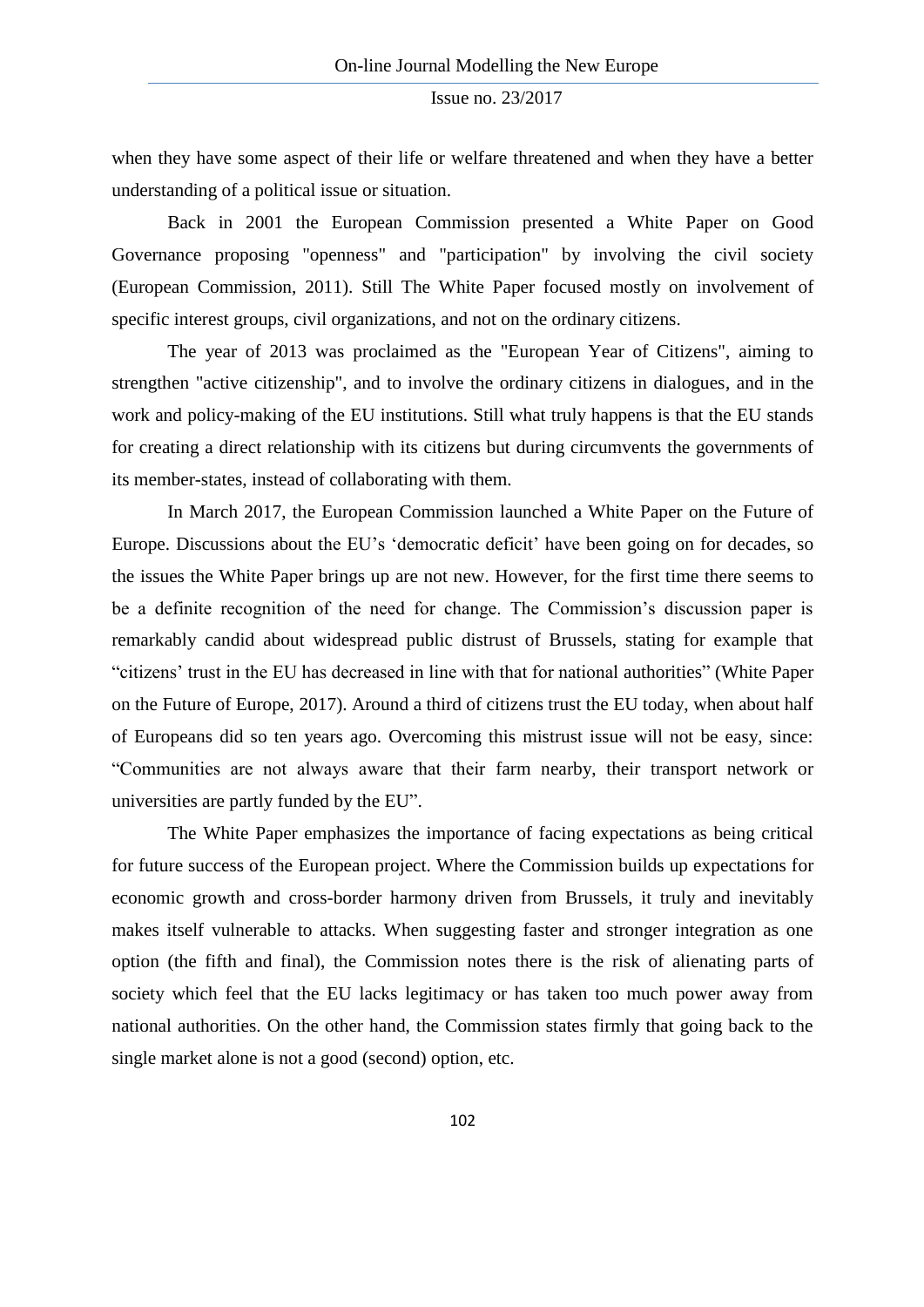when they have some aspect of their life or welfare threatened and when they have a better understanding of a political issue or situation.

Back in 2001 the European Commission presented a White Paper on Good Governance proposing "openness" and "participation" by involving the civil society (European Commission, 2011). Still The White Paper focused mostly on involvement of specific interest groups, civil organizations, and not on the ordinary citizens.

The year of 2013 was proclaimed as the "European Year of Citizens", aiming to strengthen "active citizenship", and to involve the ordinary citizens in dialogues, and in the work and policy-making of the EU institutions. Still what truly happens is that the EU stands for creating a direct relationship with its citizens but during circumvents the governments of its member-states, instead of collaborating with them.

In March 2017, the European Commission launched a White Paper on the Future of Europe. Discussions about the EU's 'democratic deficit' have been going on for decades, so the issues the White Paper brings up are not new. However, for the first time there seems to be a definite recognition of the need for change. The Commission's discussion paper is remarkably candid about widespread public distrust of Brussels, stating for example that "citizens' trust in the EU has decreased in line with that for national authorities" (White Paper on the Future of Europe, 2017). Around a third of citizens trust the EU today, when about half of Europeans did so ten years ago. Overcoming this mistrust issue will not be easy, since: "Communities are not always aware that their farm nearby, their transport network or universities are partly funded by the EU".

The White Paper emphasizes the importance of facing expectations as being critical for future success of the European project. Where the Commission builds up expectations for economic growth and cross-border harmony driven from Brussels, it truly and inevitably makes itself vulnerable to attacks. When suggesting faster and stronger integration as one option (the fifth and final), the Commission notes there is the risk of alienating parts of society which feel that the EU lacks legitimacy or has taken too much power away from national authorities. On the other hand, the Commission states firmly that going back to the single market alone is not a good (second) option, etc.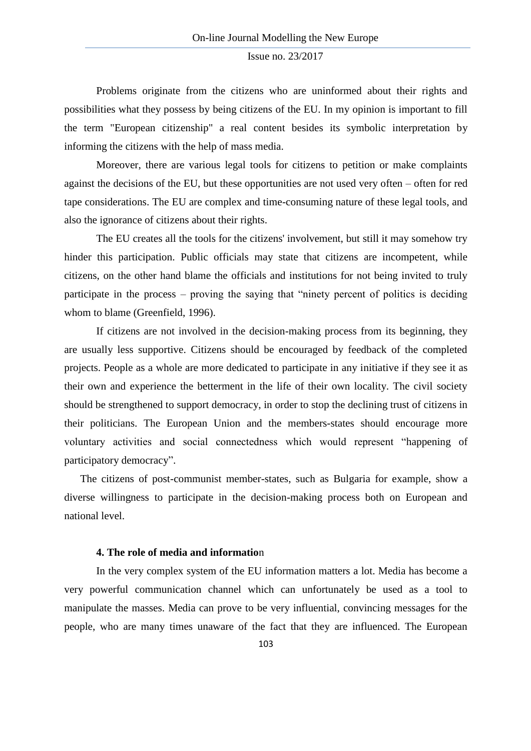Problems originate from the citizens who are uninformed about their rights and possibilities what they possess by being citizens of the EU. In my opinion is important to fill the term "European citizenship" a real content besides its symbolic interpretation by informing the citizens with the help of mass media.

Moreover, there are various legal tools for citizens to petition or make complaints against the decisions of the EU, but these opportunities are not used very often – often for red tape considerations. The EU are complex and time-consuming nature of these legal tools, and also the ignorance of citizens about their rights.

The EU creates all the tools for the citizens' involvement, but still it may somehow try hinder this participation. Public officials may state that citizens are incompetent, while citizens, on the other hand blame the officials and institutions for not being invited to truly participate in the process – proving the saying that "ninety percent of politics is deciding whom to blame (Greenfield, 1996).

If citizens are not involved in the decision-making process from its beginning, they are usually less supportive. Citizens should be encouraged by feedback of the completed projects. People as a whole are more dedicated to participate in any initiative if they see it as their own and experience the betterment in the life of their own locality. The civil society should be strengthened to support democracy, in order to stop the declining trust of citizens in their politicians. The European Union and the members-states should encourage more voluntary activities and social connectedness which would represent "happening of participatory democracy".

The citizens of post-communist member-states, such as Bulgaria for example, show a diverse willingness to participate in the decision-making process both on European and national level.

### 4. The role of media and information

In the very complex system of the EU information matters a lot. Media has become a very powerful communication channel which can unfortunately be used as a tool to manipulate the masses. Media can prove to be very influential, convincing messages for the people, who are many times unaware of the fact that they are influenced. The European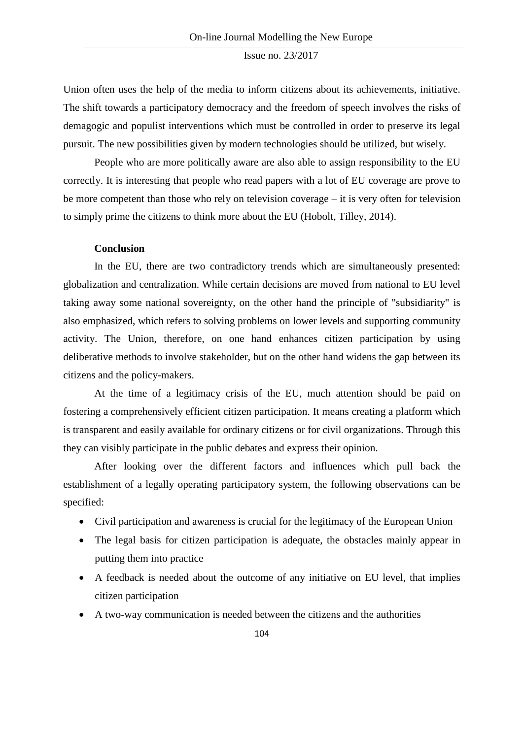Union often uses the help of the media to inform citizens about its achievements, initiative. The shift towards a participatory democracy and the freedom of speech involves the risks of demagogic and populist interventions which must be controlled in order to preserve its legal pursuit. The new possibilities given by modern technologies should be utilized, but wisely.

People who are more politically aware are also able to assign responsibility to the EU correctly. It is interesting that people who read papers with a lot of EU coverage are prove to be more competent than those who rely on television coverage – it is very often for television to simply prime the citizens to think more about the EU (Hobolt, Tilley, 2014).

## Conclusion

In the EU, there are two contradictory trends which are simultaneously presented: globalization and centralization. While certain decisions are moved from national to EU level taking away some national sovereignty, on the other hand the principle of "subsidiarity" is also emphasized, which refers to solving problems on lower levels and supporting community activity. The Union, therefore, on one hand enhances citizen participation by using deliberative methods to involve stakeholder, but on the other hand widens the gap between its citizens and the policy-makers.

At the time of a legitimacy crisis of the EU, much attention should be paid on fostering a comprehensively efficient citizen participation. It means creating a platform which is transparent and easily available for ordinary citizens or for civil organizations. Through this they can visibly participate in the public debates and express their opinion.

After looking over the different factors and influences which pull back the establishment of a legally operating participatory system, the following observations can be specified:

- Civil participation and awareness is crucial for the legitimacy of the European Union
- The legal basis for citizen participation is adequate, the obstacles mainly appear in putting them into practice
- A feedback is needed about the outcome of any initiative on EU level, that implies citizen participation
- A two-way communication is needed between the citizens and the authorities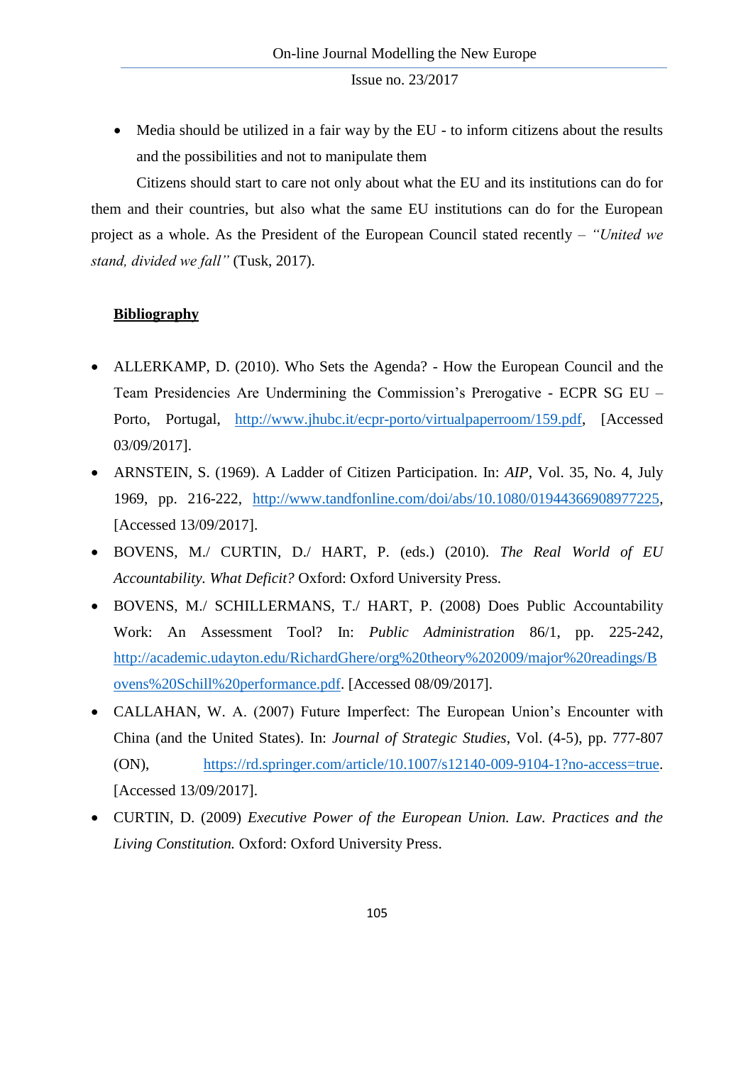- Media should be utilized in a fair way by the EU - to inform citizens about the results and the possibilities and not to manipulate them

Citizens should start to care not only about what the EU and its institutions can do for them and their countries, but also what the same EU institutions can do for the European project as a whole. As the President of the European Council stated recently – *"United we stand, divided we fall"* (Tusk, 2017).

## Bibliography

- ALLERKAMP, D. (2010). Who Sets the Agenda? - How the European Council and the Team Presidencies Are Undermining the Commission's Prerogative - ECPR SG EU – Porto, Portugal, http://www.jhubc.it/ecpr-porto/virtualpaperroom/159.pdf, [Accessed 03/09/2017].
- ARNSTEIN, S. (1969). A Ladder of Citizen Participation. In: *AIP*, Vol. 35, No. 4, July 1969, pp. 216-222, http://www.tandfonline.com/doi/abs/10.1080/01944366908977225, [Accessed 13/09/2017].
- BOVENS, M./ CURTIN, D./ HART, P. (eds.) (2010). *The Real World of EU Accountability. What Deficit?* Oxford: Oxford University Press.
- BOVENS, M./ SCHILLERMANS, T./ HART, P. (2008) Does Public Accountability Work: An Assessment Tool? In: *Public Administration* 86/1, pp. 225-242, http://academic.udayton.edu/RichardGhere/org%20theory%202009/major%20readings/Bovens%20Schill%20performance.pdf. [Accessed 08/09/2017].
- CALLAHAN, W. A. (2007) Future Imperfect: The European Union's Encounter with China (and the United States). In: *Journal of Strategic Studies*, Vol. (4-5), pp. 777-807 (ON), https://rd.springer.com/article/10.1007/s12140-009-9104-1?no-access=true. [Accessed 13/09/2017].
- CURTIN, D. (2009) *Executive Power of the European Union. Law. Practices and the Living Constitution.* Oxford: Oxford University Press.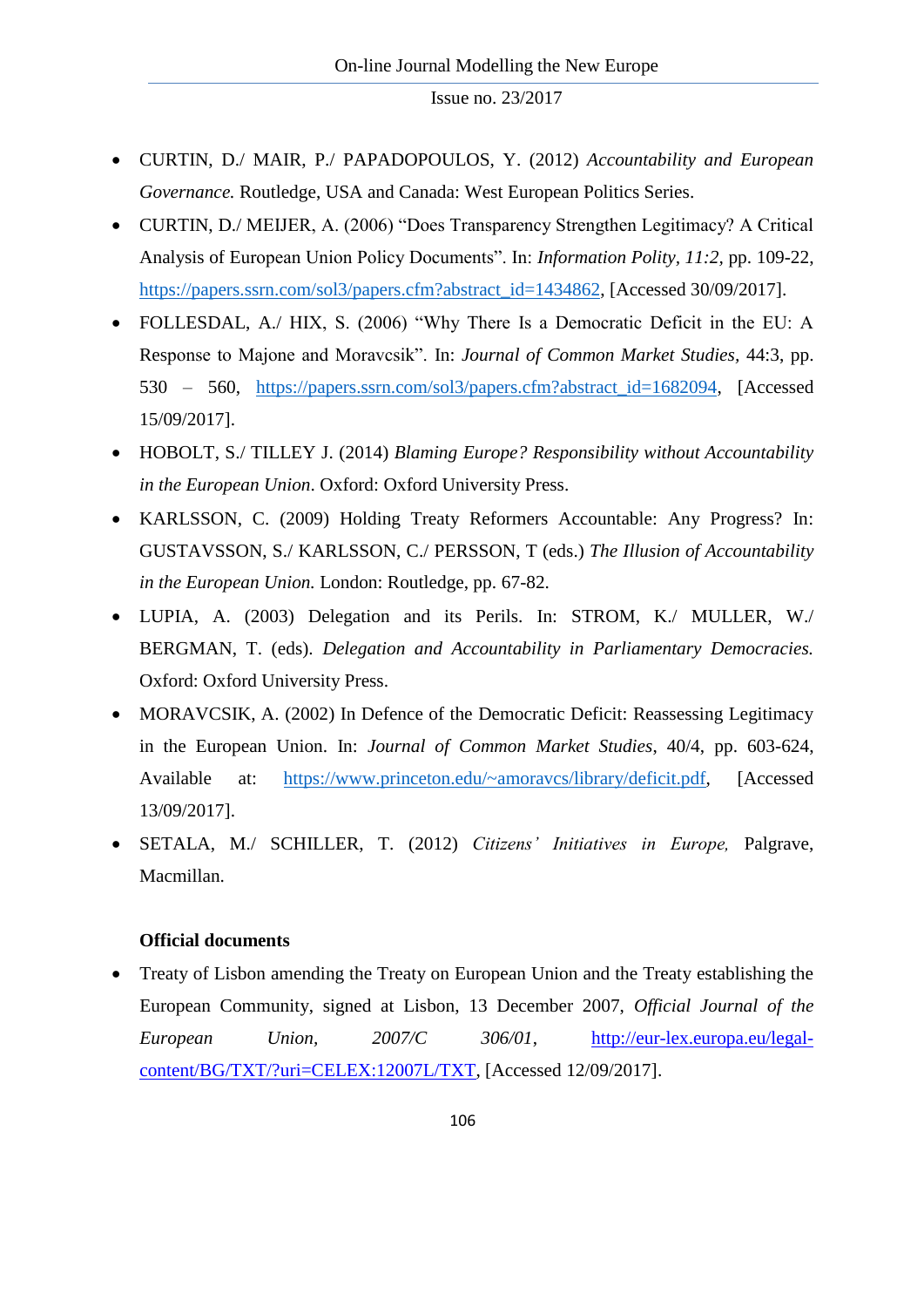- CURTIN, D./ MAIR, P./ PAPADOPOULOS, Y. (2012) *Accountability and European Governance.* Routledge, USA and Canada: West European Politics Series.
- CURTIN, D./ MEIJER, A. (2006) "Does Transparency Strengthen Legitimacy? A Critical Analysis of European Union Policy Documents". In: *Information Polity, 11:2,* pp. 109-22, https://papers.ssrn.com/sol3/papers.cfm?abstract_id=1434862, [Accessed 30/09/2017].
- FOLLESDAL, A./ HIX, S. (2006) "Why There Is a Democratic Deficit in the EU: A Response to Majone and Moravcsik". In: *Journal of Common Market Studies,* 44:3, pp. 530 – 560, https://papers.ssrn.com/sol3/papers.cfm?abstract_id=1682094, [Accessed 15/09/2017].
- HOBOLT, S./ TILLEY J. (2014) *Blaming Europe? Responsibility without Accountability in the European Union*. Oxford: Oxford University Press.
- KARLSSON, C. (2009) Holding Treaty Reformers Accountable: Any Progress? In: GUSTAVSSON, S./ KARLSSON, C./ PERSSON, T (eds.) *The Illusion of Accountability in the European Union.* London: Routledge, pp. 67-82.
- LUPIA, A. (2003) Delegation and its Perils. In: STROM, K./ MULLER, W./ BERGMAN, T. (eds). *Delegation and Accountability in Parliamentary Democracies.* Oxford: Oxford University Press.
- MORAVCSIK, A. (2002) In Defence of the Democratic Deficit: Reassessing Legitimacy in the European Union. In: *Journal of Common Market Studies*, 40/4, pp. 603-624, Available at: https://www.princeton.edu/~amoravcs/library/deficit.pdf, [Accessed 13/09/2017].
- SETALA, M./ SCHILLER, T. (2012) *Citizens' Initiatives in Europe,* Palgrave, Macmillan.

**Official documents**

- Treaty of Lisbon amending the Treaty on European Union and the Treaty establishing the European Community, signed at Lisbon, 13 December 2007, *Official Journal of the European Union, 2007/C 306/01,* http://eur-lex.europa.eu/legal-content/BG/TXT/?uri=CELEX:12007L/TXT, [Accessed 12/09/2017].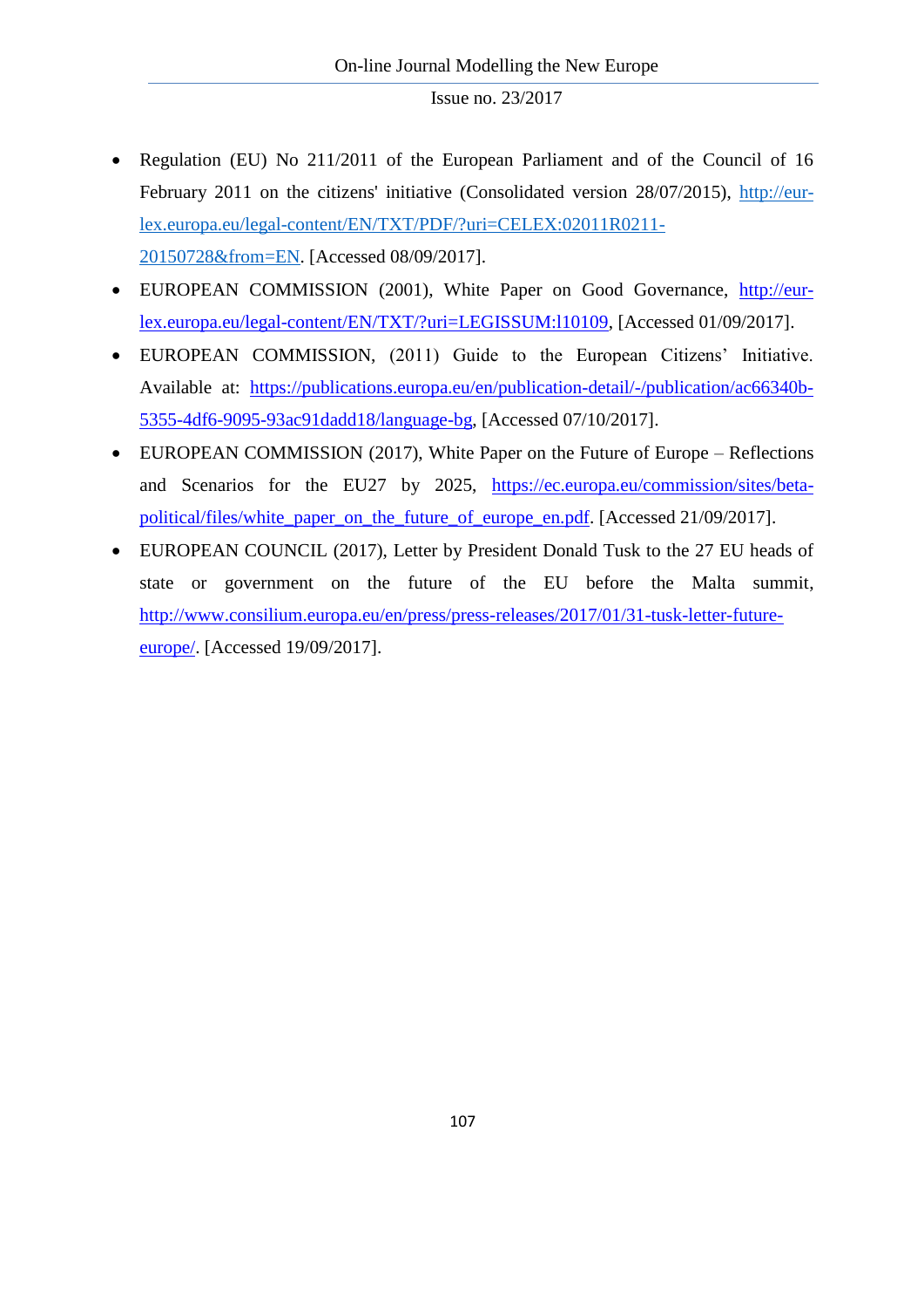- Regulation (EU) No 211/2011 of the European Parliament and of the Council of 16 February 2011 on the citizens' initiative (Consolidated version 28/07/2015), http://eur-lex.europa.eu/legal-content/EN/TXT/PDF/?uri=CELEX:02011R0211-20150728&from=EN. [Accessed 08/09/2017].
- EUROPEAN COMMISSION (2001), White Paper on Good Governance, http://eur-lex.europa.eu/legal-content/EN/TXT/?uri=LEGISSUM:l10109, [Accessed 01/09/2017].
- EUROPEAN COMMISSION, (2011) Guide to the European Citizens' Initiative. Available at: https://publications.europa.eu/en/publication-detail/-/publication/ac66340b-5355-4df6-9095-93ac91dadd18/language-bg, [Accessed 07/10/2017].
- EUROPEAN COMMISSION (2017), White Paper on the Future of Europe – Reflections and Scenarios for the EU27 by 2025, https://ec.europa.eu/commission/sites/beta-political/files/white_paper_on_the_future_of_europe_en.pdf. [Accessed 21/09/2017].
- EUROPEAN COUNCIL (2017), Letter by President Donald Tusk to the 27 EU heads of state or government on the future of the EU before the Malta summit, http://www.consilium.europa.eu/en/press/press-releases/2017/01/31-tusk-letter-future-europe/. [Accessed 19/09/2017].